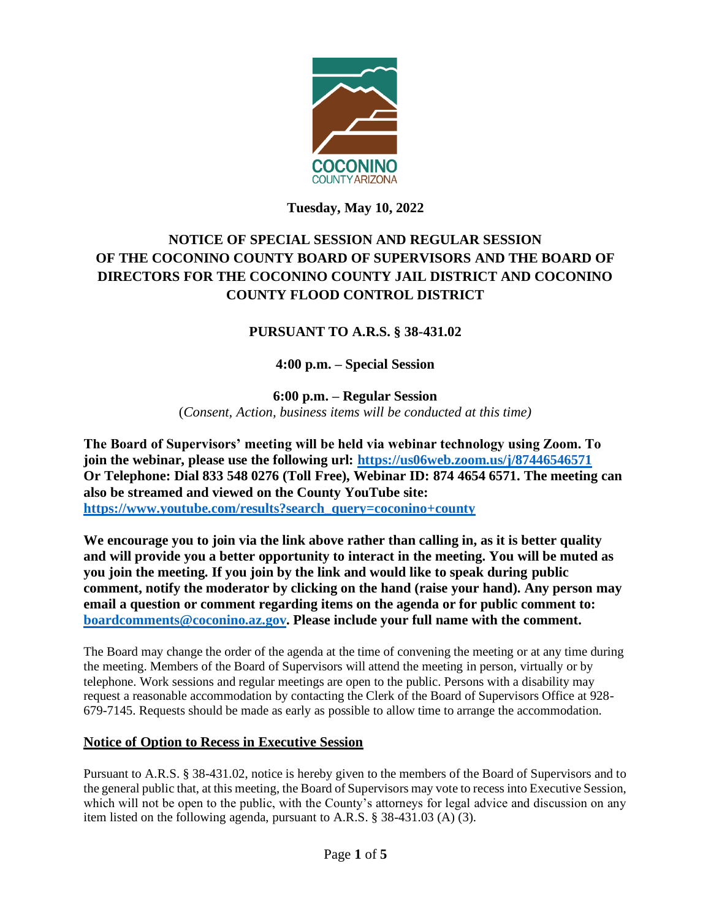**Tuesday, May 10, 2022**

# NOTICE OF SPECIAL SESSION AND REGULAR SESSION OF THE COCONINO COUNTY BOARD OF SUPERVISORS AND THE BOARD OF DIRECTORS FOR THE COCONINO COUNTY JAIL DISTRICT AND COCONINO COUNTY FLOOD CONTROL DISTRICT

## PURSUANT TO A.R.S. § 38-431.02

**4:00 p.m. – Special Session**

**6:00 p.m. – Regular Session**
(*Consent, Action, business items will be conducted at this time)*

**The Board of Supervisors' meeting will be held via webinar technology using Zoom. To join the webinar, please use the following url: https://us06web.zoom.us/j/87446546571 Or Telephone: Dial 833 548 0276 (Toll Free), Webinar ID: 874 4654 6571. The meeting can also be streamed and viewed on the County YouTube site: https://www.youtube.com/results?search_query=coconino+county**

**We encourage you to join via the link above rather than calling in, as it is better quality and will provide you a better opportunity to interact in the meeting. You will be muted as you join the meeting. If you join by the link and would like to speak during public comment, notify the moderator by clicking on the hand (raise your hand). Any person may email a question or comment regarding items on the agenda or for public comment to: boardcomments@coconino.az.gov. Please include your full name with the comment.**

The Board may change the order of the agenda at the time of convening the meeting or at any time during the meeting. Members of the Board of Supervisors will attend the meeting in person, virtually or by telephone. Work sessions and regular meetings are open to the public. Persons with a disability may request a reasonable accommodation by contacting the Clerk of the Board of Supervisors Office at 928-679-7145. Requests should be made as early as possible to allow time to arrange the accommodation.

### Notice of Option to Recess in Executive Session

Pursuant to A.R.S. § 38-431.02, notice is hereby given to the members of the Board of Supervisors and to the general public that, at this meeting, the Board of Supervisors may vote to recess into Executive Session, which will not be open to the public, with the County's attorneys for legal advice and discussion on any item listed on the following agenda, pursuant to A.R.S. § 38-431.03 (A) (3).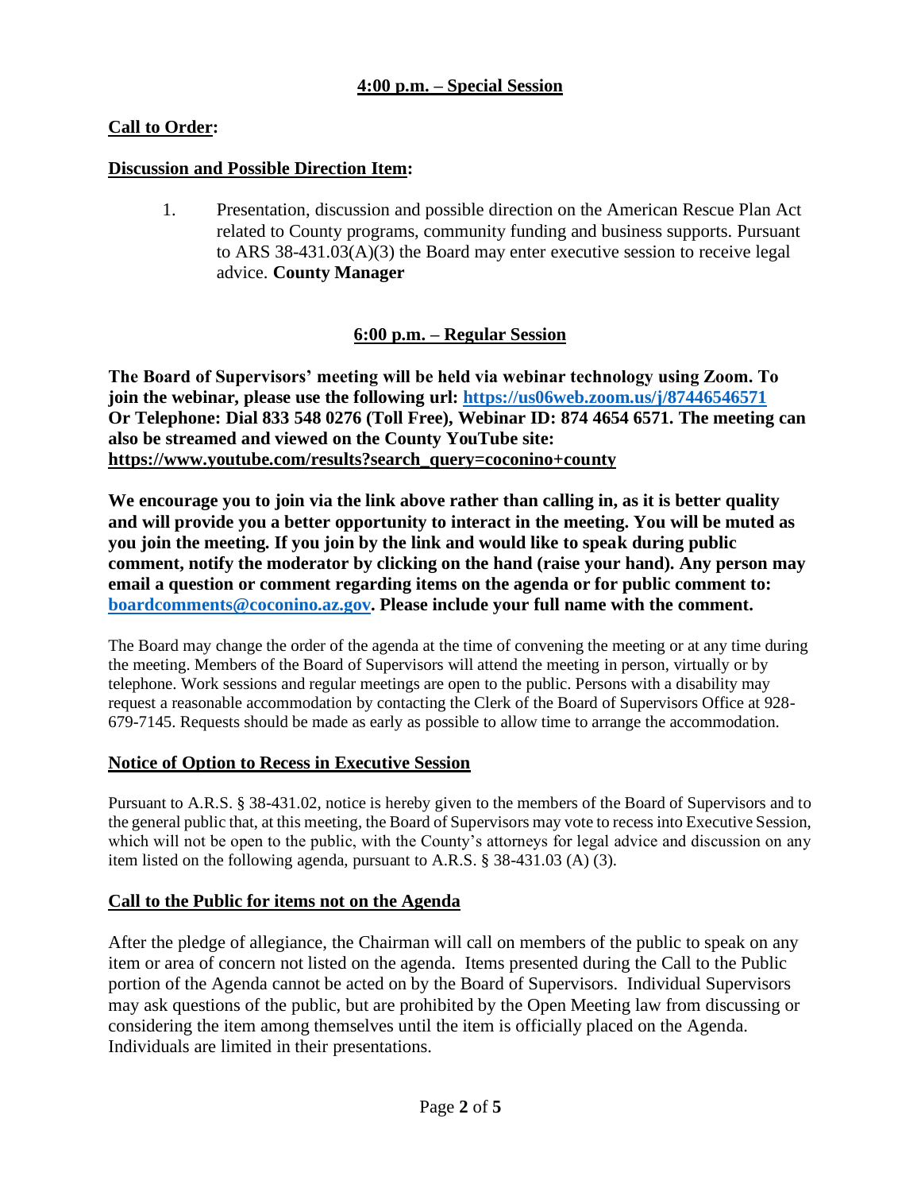## 4:00 p.m. – Special Session

**Call to Order:**

**Discussion and Possible Direction Item:**

1. Presentation, discussion and possible direction on the American Rescue Plan Act related to County programs, community funding and business supports. Pursuant to ARS 38-431.03(A)(3) the Board may enter executive session to receive legal advice. **County Manager**

## 6:00 p.m. – Regular Session

**The Board of Supervisors' meeting will be held via webinar technology using Zoom. To join the webinar, please use the following url: [https://us06web.zoom.us/j/87446546571](https://us06web.zoom.us/j/87446546571) Or Telephone: Dial 833 548 0276 (Toll Free), Webinar ID: 874 4654 6571. The meeting can also be streamed and viewed on the County YouTube site: https://www.youtube.com/results?search_query=coconino+county**

**We encourage you to join via the link above rather than calling in, as it is better quality and will provide you a better opportunity to interact in the meeting. You will be muted as you join the meeting. If you join by the link and would like to speak during public comment, notify the moderator by clicking on the hand (raise your hand). Any person may email a question or comment regarding items on the agenda or for public comment to: [boardcomments@coconino.az.gov](mailto:boardcomments@coconino.az.gov). Please include your full name with the comment.**

The Board may change the order of the agenda at the time of convening the meeting or at any time during the meeting. Members of the Board of Supervisors will attend the meeting in person, virtually or by telephone. Work sessions and regular meetings are open to the public. Persons with a disability may request a reasonable accommodation by contacting the Clerk of the Board of Supervisors Office at 928-679-7145. Requests should be made as early as possible to allow time to arrange the accommodation.

**Notice of Option to Recess in Executive Session**

Pursuant to A.R.S. § 38-431.02, notice is hereby given to the members of the Board of Supervisors and to the general public that, at this meeting, the Board of Supervisors may vote to recess into Executive Session, which will not be open to the public, with the County's attorneys for legal advice and discussion on any item listed on the following agenda, pursuant to A.R.S. § 38-431.03 (A) (3).

**Call to the Public for items not on the Agenda**

After the pledge of allegiance, the Chairman will call on members of the public to speak on any item or area of concern not listed on the agenda. Items presented during the Call to the Public portion of the Agenda cannot be acted on by the Board of Supervisors. Individual Supervisors may ask questions of the public, but are prohibited by the Open Meeting law from discussing or considering the item among themselves until the item is officially placed on the Agenda. Individuals are limited in their presentations.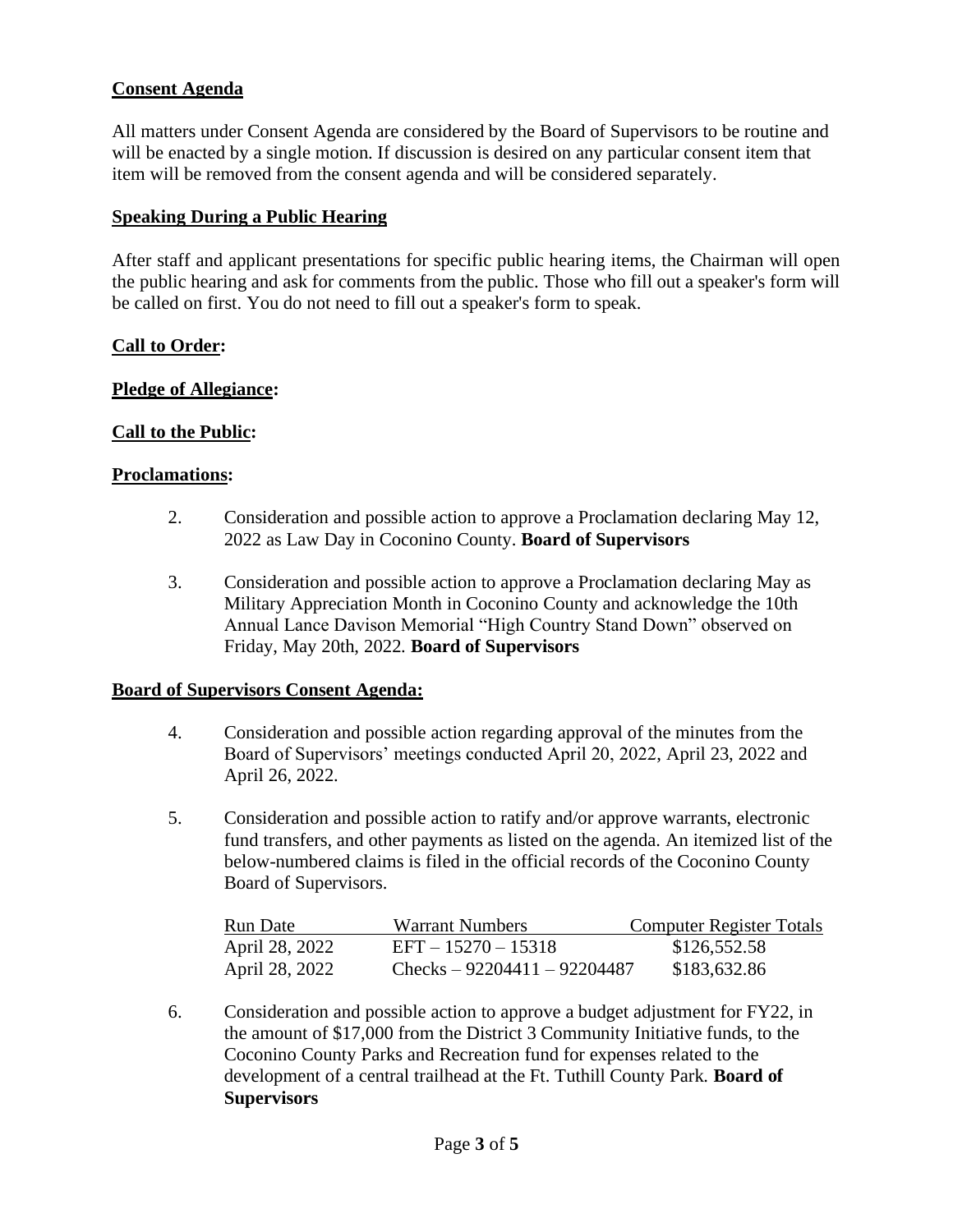**Consent Agenda**

All matters under Consent Agenda are considered by the Board of Supervisors to be routine and will be enacted by a single motion. If discussion is desired on any particular consent item that item will be removed from the consent agenda and will be considered separately.

**Speaking During a Public Hearing**

After staff and applicant presentations for specific public hearing items, the Chairman will open the public hearing and ask for comments from the public. Those who fill out a speaker's form will be called on first. You do not need to fill out a speaker's form to speak.

**Call to Order:**

**Pledge of Allegiance:**

**Call to the Public:**

**Proclamations:**

2. Consideration and possible action to approve a Proclamation declaring May 12, 2022 as Law Day in Coconino County. **Board of Supervisors**

3. Consideration and possible action to approve a Proclamation declaring May as Military Appreciation Month in Coconino County and acknowledge the 10th Annual Lance Davison Memorial "High Country Stand Down" observed on Friday, May 20th, 2022. **Board of Supervisors**

**Board of Supervisors Consent Agenda:**

4. Consideration and possible action regarding approval of the minutes from the Board of Supervisors' meetings conducted April 20, 2022, April 23, 2022 and April 26, 2022.

5. Consideration and possible action to ratify and/or approve warrants, electronic fund transfers, and other payments as listed on the agenda. An itemized list of the below-numbered claims is filed in the official records of the Coconino County Board of Supervisors.

| Run Date | Warrant Numbers | Computer Register Totals |
|---|---|---|
| April 28, 2022 | EFT – 15270 – 15318 | $126,552.58 |
| April 28, 2022 | Checks – 92204411 – 92204487 | $183,632.86 |

6. Consideration and possible action to approve a budget adjustment for FY22, in the amount of $17,000 from the District 3 Community Initiative funds, to the Coconino County Parks and Recreation fund for expenses related to the development of a central trailhead at the Ft. Tuthill County Park. **Board of Supervisors**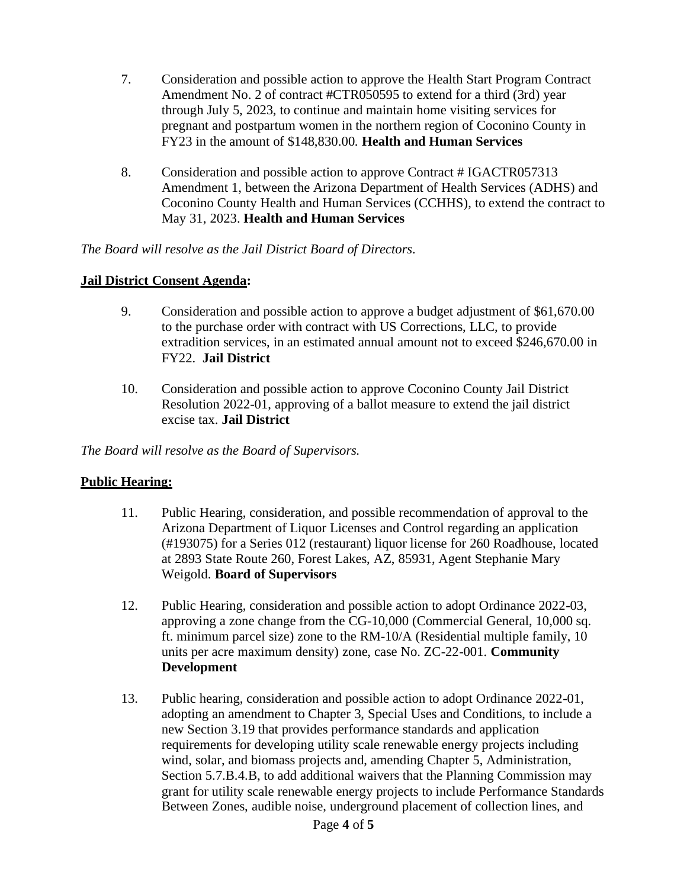7. Consideration and possible action to approve the Health Start Program Contract Amendment No. 2 of contract #CTR050595 to extend for a third (3rd) year through July 5, 2023, to continue and maintain home visiting services for pregnant and postpartum women in the northern region of Coconino County in FY23 in the amount of $148,830.00. **Health and Human Services**

8. Consideration and possible action to approve Contract # IGACTR057313 Amendment 1, between the Arizona Department of Health Services (ADHS) and Coconino County Health and Human Services (CCHHS), to extend the contract to May 31, 2023. **Health and Human Services**

*The Board will resolve as the Jail District Board of Directors.*

**Jail District Consent Agenda:**

9. Consideration and possible action to approve a budget adjustment of $61,670.00 to the purchase order with contract with US Corrections, LLC, to provide extradition services, in an estimated annual amount not to exceed $246,670.00 in FY22. **Jail District**

10. Consideration and possible action to approve Coconino County Jail District Resolution 2022-01, approving of a ballot measure to extend the jail district excise tax. **Jail District**

*The Board will resolve as the Board of Supervisors.*

**Public Hearing:**

11. Public Hearing, consideration, and possible recommendation of approval to the Arizona Department of Liquor Licenses and Control regarding an application (#193075) for a Series 012 (restaurant) liquor license for 260 Roadhouse, located at 2893 State Route 260, Forest Lakes, AZ, 85931, Agent Stephanie Mary Weigold. **Board of Supervisors**

12. Public Hearing, consideration and possible action to adopt Ordinance 2022-03, approving a zone change from the CG-10,000 (Commercial General, 10,000 sq. ft. minimum parcel size) zone to the RM-10/A (Residential multiple family, 10 units per acre maximum density) zone, case No. ZC-22-001. **Community Development**

13. Public hearing, consideration and possible action to adopt Ordinance 2022-01, adopting an amendment to Chapter 3, Special Uses and Conditions, to include a new Section 3.19 that provides performance standards and application requirements for developing utility scale renewable energy projects including wind, solar, and biomass projects and, amending Chapter 5, Administration, Section 5.7.B.4.B, to add additional waivers that the Planning Commission may grant for utility scale renewable energy projects to include Performance Standards Between Zones, audible noise, underground placement of collection lines, and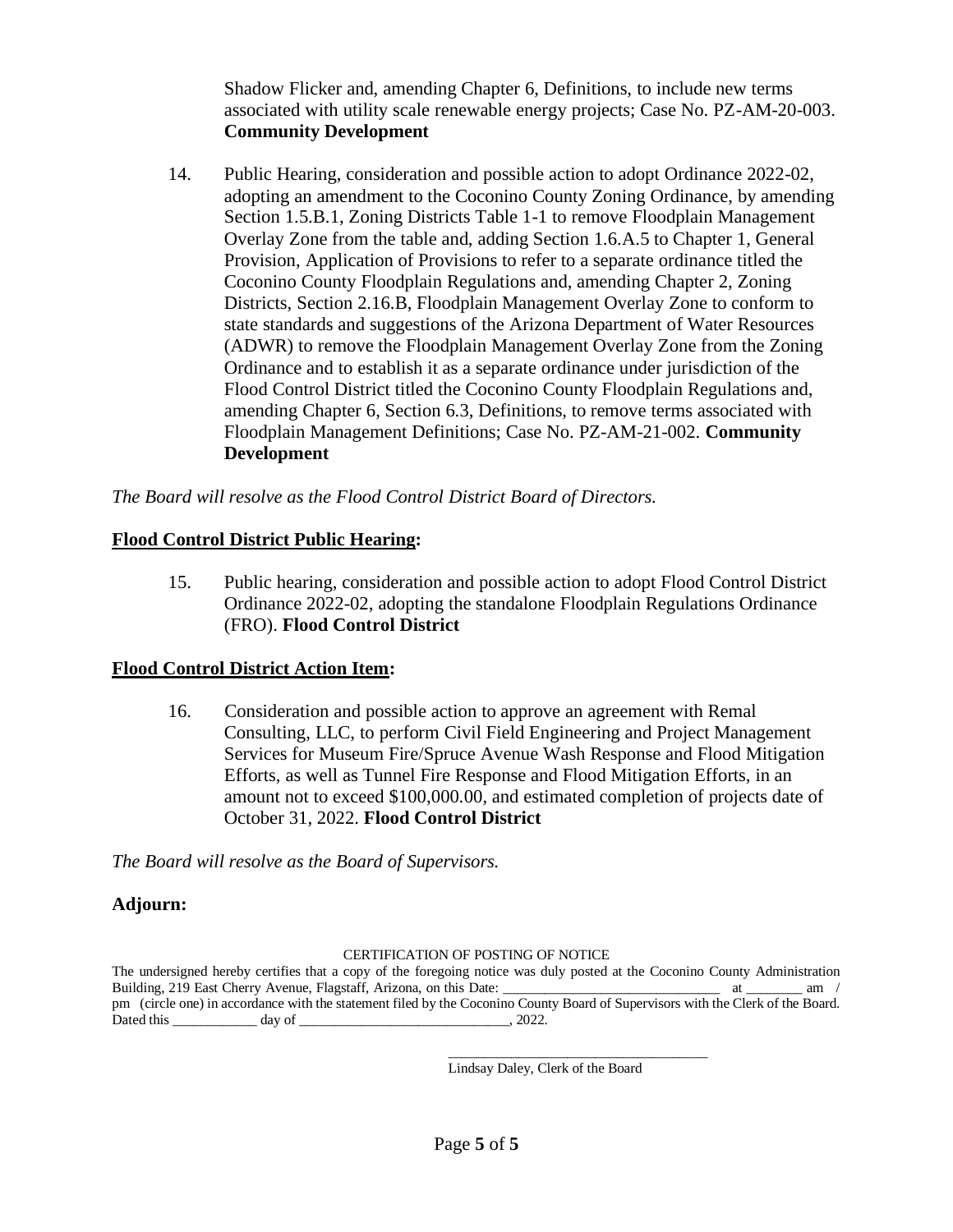Shadow Flicker and, amending Chapter 6, Definitions, to include new terms associated with utility scale renewable energy projects; Case No. PZ-AM-20-003. **Community Development**

14. Public Hearing, consideration and possible action to adopt Ordinance 2022-02, adopting an amendment to the Coconino County Zoning Ordinance, by amending Section 1.5.B.1, Zoning Districts Table 1-1 to remove Floodplain Management Overlay Zone from the table and, adding Section 1.6.A.5 to Chapter 1, General Provision, Application of Provisions to refer to a separate ordinance titled the Coconino County Floodplain Regulations and, amending Chapter 2, Zoning Districts, Section 2.16.B, Floodplain Management Overlay Zone to conform to state standards and suggestions of the Arizona Department of Water Resources (ADWR) to remove the Floodplain Management Overlay Zone from the Zoning Ordinance and to establish it as a separate ordinance under jurisdiction of the Flood Control District titled the Coconino County Floodplain Regulations and, amending Chapter 6, Section 6.3, Definitions, to remove terms associated with Floodplain Management Definitions; Case No. PZ-AM-21-002. **Community Development**

*The Board will resolve as the Flood Control District Board of Directors.*

**Flood Control District Public Hearing:**

15. Public hearing, consideration and possible action to adopt Flood Control District Ordinance 2022-02, adopting the standalone Floodplain Regulations Ordinance (FRO). **Flood Control District**

**Flood Control District Action Item:**

16. Consideration and possible action to approve an agreement with Remal Consulting, LLC, to perform Civil Field Engineering and Project Management Services for Museum Fire/Spruce Avenue Wash Response and Flood Mitigation Efforts, as well as Tunnel Fire Response and Flood Mitigation Efforts, in an amount not to exceed $100,000.00, and estimated completion of projects date of October 31, 2022. **Flood Control District**

*The Board will resolve as the Board of Supervisors.*

## Adjourn:

CERTIFICATION OF POSTING OF NOTICE

The undersigned hereby certifies that a copy of the foregoing notice was duly posted at the Coconino County Administration Building, 219 East Cherry Avenue, Flagstaff, Arizona, on this Date: ________________________________ at ________ am / pm (circle one) in accordance with the statement filed by the Coconino County Board of Supervisors with the Clerk of the Board. Dated this ____________ day of ______________________________, 2022.

____________________________________
Lindsay Daley, Clerk of the Board